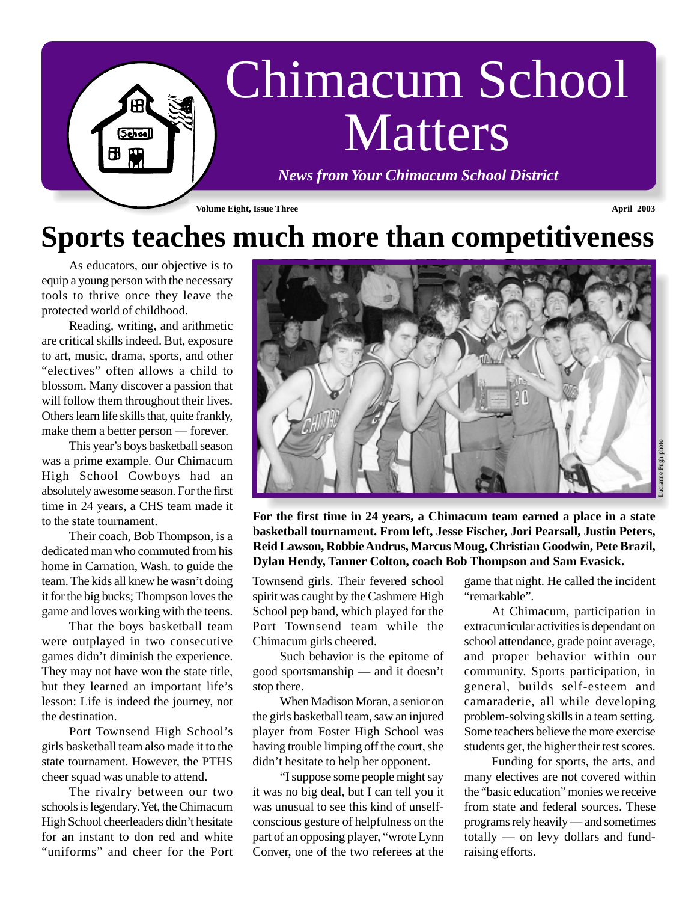# Chimacum School Matters

*News from Your Chimacum School District*

**Volume Eight, Issue Three** **April 2003**

## Sports teaches much more than competitiveness

As educators, our objective is to equip a young person with the necessary tools to thrive once they leave the protected world of childhood.

Reading, writing, and arithmetic are critical skills indeed. But, exposure to art, music, drama, sports, and other "electives" often allows a child to blossom. Many discover a passion that will follow them throughout their lives. Others learn life skills that, quite frankly, make them a better person — forever.

This year's boys basketball season was a prime example. Our Chimacum High School Cowboys had an absolutely awesome season. For the first time in 24 years, a CHS team made it to the state tournament.

Their coach, Bob Thompson, is a dedicated man who commuted from his home in Carnation, Wash. to guide the team. The kids all knew he wasn't doing it for the big bucks; Thompson loves the game and loves working with the teens.

That the boys basketball team were outplayed in two consecutive games didn't diminish the experience. They may not have won the state title, but they learned an important life's lesson: Life is indeed the journey, not the destination.

Port Townsend High School's girls basketball team also made it to the state tournament. However, the PTHS cheer squad was unable to attend.

The rivalry between our two schools is legendary. Yet, the Chimacum High School cheerleaders didn't hesitate for an instant to don red and white "uniforms" and cheer for the Port Townsend girls. Their fevered school spirit was caught by the Cashmere High School pep band, which played for the Port Townsend team while the Chimacum girls cheered.

Such behavior is the epitome of good sportsmanship — and it doesn't stop there.

When Madison Moran, a senior on the girls basketball team, saw an injured player from Foster High School was having trouble limping off the court, she didn't hesitate to help her opponent.

"I suppose some people might say it was no big deal, but I can tell you it was unusual to see this kind of unselfconscious gesture of helpfulness on the part of an opposing player, "wrote Lynn Conver, one of the two referees at the game that night. He called the incident "remarkable".

At Chimacum, participation in extracurricular activities is dependant on school attendance, grade point average, and proper behavior within our community. Sports participation, in general, builds self-esteem and camaraderie, all while developing problem-solving skills in a team setting. Some teachers believe the more exercise students get, the higher their test scores.

Funding for sports, the arts, and many electives are not covered within the "basic education" monies we receive from state and federal sources. These programs rely heavily — and sometimes totally — on levy dollars and fund-raising efforts.

Lucianne Pugh photo

**For the first time in 24 years, a Chimacum team earned a place in a state basketball tournament. From left, Jesse Fischer, Jori Pearsall, Justin Peters, Reid Lawson, Robbie Andrus, Marcus Moug, Christian Goodwin, Pete Brazil, Dylan Hendy, Tanner Colton, coach Bob Thompson and Sam Evasick.**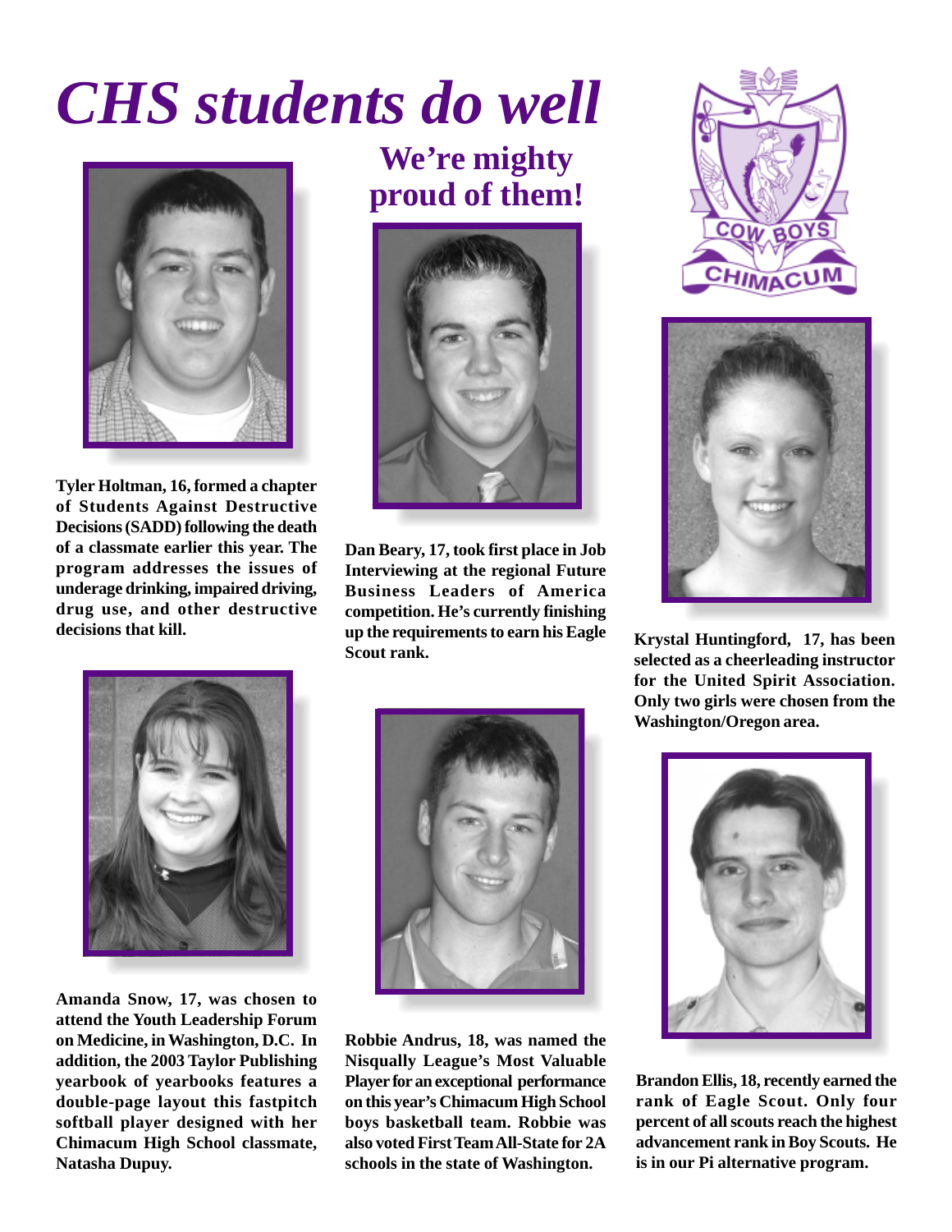# CHS students do well

## We're mighty proud of them!

**Tyler Holtman, 16, formed a chapter of Students Against Destructive Decisions (SADD) following the death of a classmate earlier this year. The program addresses the issues of underage drinking, impaired driving, drug use, and other destructive decisions that kill.**

**Dan Beary, 17, took first place in Job Interviewing at the regional Future Business Leaders of America competition. He's currently finishing up the requirements to earn his Eagle Scout rank.**

**Krystal Huntingford, 17, has been selected as a cheerleading instructor for the United Spirit Association. Only two girls were chosen from the Washington/Oregon area.**

**Amanda Snow, 17, was chosen to attend the Youth Leadership Forum on Medicine, in Washington, D.C. In addition, the 2003 Taylor Publishing yearbook of yearbooks features a double-page layout this fastpitch softball player designed with her Chimacum High School classmate, Natasha Dupuy.**

**Robbie Andrus, 18, was named the Nisqually League's Most Valuable Player for an exceptional performance on this year's Chimacum High School boys basketball team. Robbie was also voted First Team All-State for 2A schools in the state of Washington.**

**Brandon Ellis, 18, recently earned the rank of Eagle Scout. Only four percent of all scouts reach the highest advancement rank in Boy Scouts. He is in our Pi alternative program.**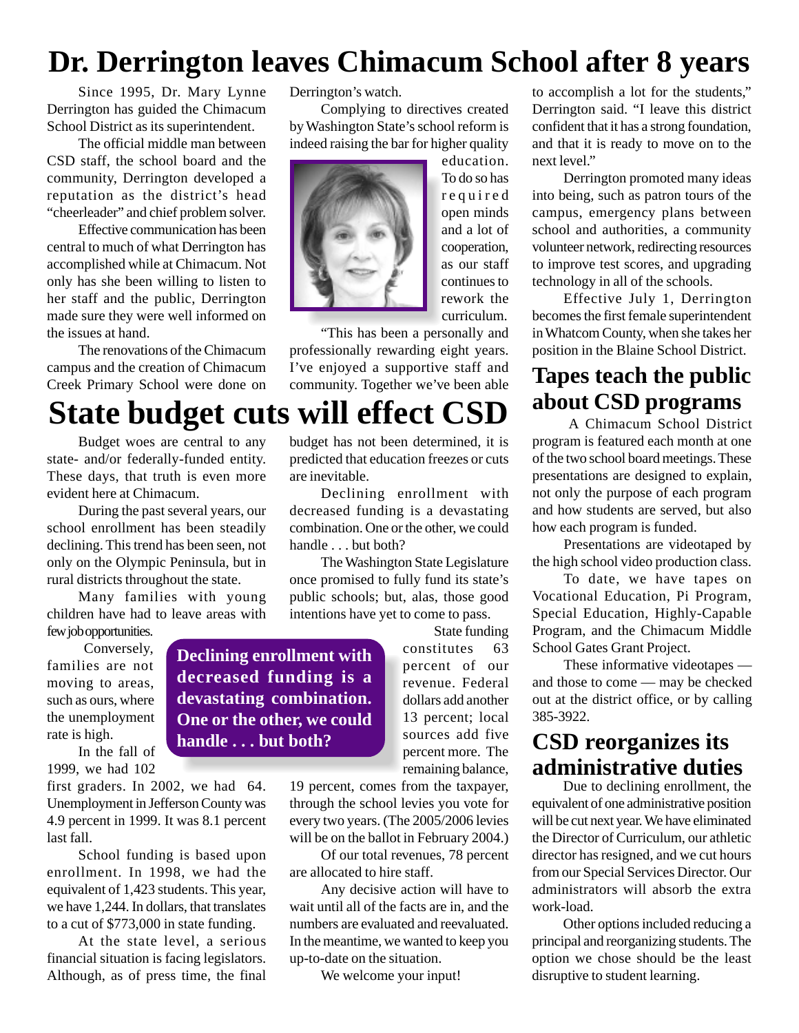# Dr. Derrington leaves Chimacum School after 8 years

Since 1995, Dr. Mary Lynne Derrington has guided the Chimacum School District as its superintendent.

The official middle man between CSD staff, the school board and the community, Derrington developed a reputation as the district's head "cheerleader" and chief problem solver.

Effective communication has been central to much of what Derrington has accomplished while at Chimacum. Not only has she been willing to listen to her staff and the public, Derrington made sure they were well informed on the issues at hand.

The renovations of the Chimacum campus and the creation of Chimacum Creek Primary School were done on Derrington's watch.

Complying to directives created by Washington State's school reform is indeed raising the bar for higher quality education. To do so has required open minds and a lot of cooperation, as our staff continues to rework the curriculum.

"This has been a personally and professionally rewarding eight years. I've enjoyed a supportive staff and community. Together we've been able to accomplish a lot for the students," Derrington said. "I leave this district confident that it has a strong foundation, and that it is ready to move on to the next level."

Derrington promoted many ideas into being, such as patron tours of the campus, emergency plans between school and authorities, a community volunteer network, redirecting resources to improve test scores, and upgrading technology in all of the schools.

Effective July 1, Derrington becomes the first female superintendent in Whatcom County, when she takes her position in the Blaine School District.

# State budget cuts will effect CSD

Budget woes are central to any state- and/or federally-funded entity. These days, that truth is even more evident here at Chimacum.

During the past several years, our school enrollment has been steadily declining. This trend has been seen, not only on the Olympic Peninsula, but in rural districts throughout the state.

Many families with young children have had to leave areas with few job opportunities.

Conversely, families are not moving to areas, such as ours, where the unemployment rate is high.

In the fall of 1999, we had 102 first graders. In 2002, we had 64. Unemployment in Jefferson County was 4.9 percent in 1999. It was 8.1 percent last fall.

School funding is based upon enrollment. In 1998, we had the equivalent of 1,423 students. This year, we have 1,244. In dollars, that translates to a cut of $773,000 in state funding.

At the state level, a serious financial situation is facing legislators. Although, as of press time, the final budget has not been determined, it is predicted that education freezes or cuts are inevitable.

Declining enrollment with decreased funding is a devastating combination. One or the other, we could handle . . . but both?

The Washington State Legislature once promised to fully fund its state's public schools; but, alas, those good intentions have yet to come to pass.

**Declining enrollment with decreased funding is a devastating combination. One or the other, we could handle . . . but both?**

State funding constitutes 63 percent of our revenue. Federal dollars add another 13 percent; local sources add five percent more. The remaining balance, 19 percent, comes from the taxpayer, through the school levies you vote for every two years. (The 2005/2006 levies will be on the ballot in February 2004.)

Of our total revenues, 78 percent are allocated to hire staff.

Any decisive action will have to wait until all of the facts are in, and the numbers are evaluated and reevaluated. In the meantime, we wanted to keep you up-to-date on the situation.

We welcome your input!

# Tapes teach the public about CSD programs

A Chimacum School District program is featured each month at one of the two school board meetings. These presentations are designed to explain, not only the purpose of each program and how students are served, but also how each program is funded.

Presentations are videotaped by the high school video production class.

To date, we have tapes on Vocational Education, Pi Program, Special Education, Highly-Capable Program, and the Chimacum Middle School Gates Grant Project.

These informative videotapes — and those to come — may be checked out at the district office, or by calling 385-3922.

# CSD reorganizes its administrative duties

Due to declining enrollment, the equivalent of one administrative position will be cut next year. We have eliminated the Director of Curriculum, our athletic director has resigned, and we cut hours from our Special Services Director. Our administrators will absorb the extra work-load.

Other options included reducing a principal and reorganizing students. The option we chose should be the least disruptive to student learning.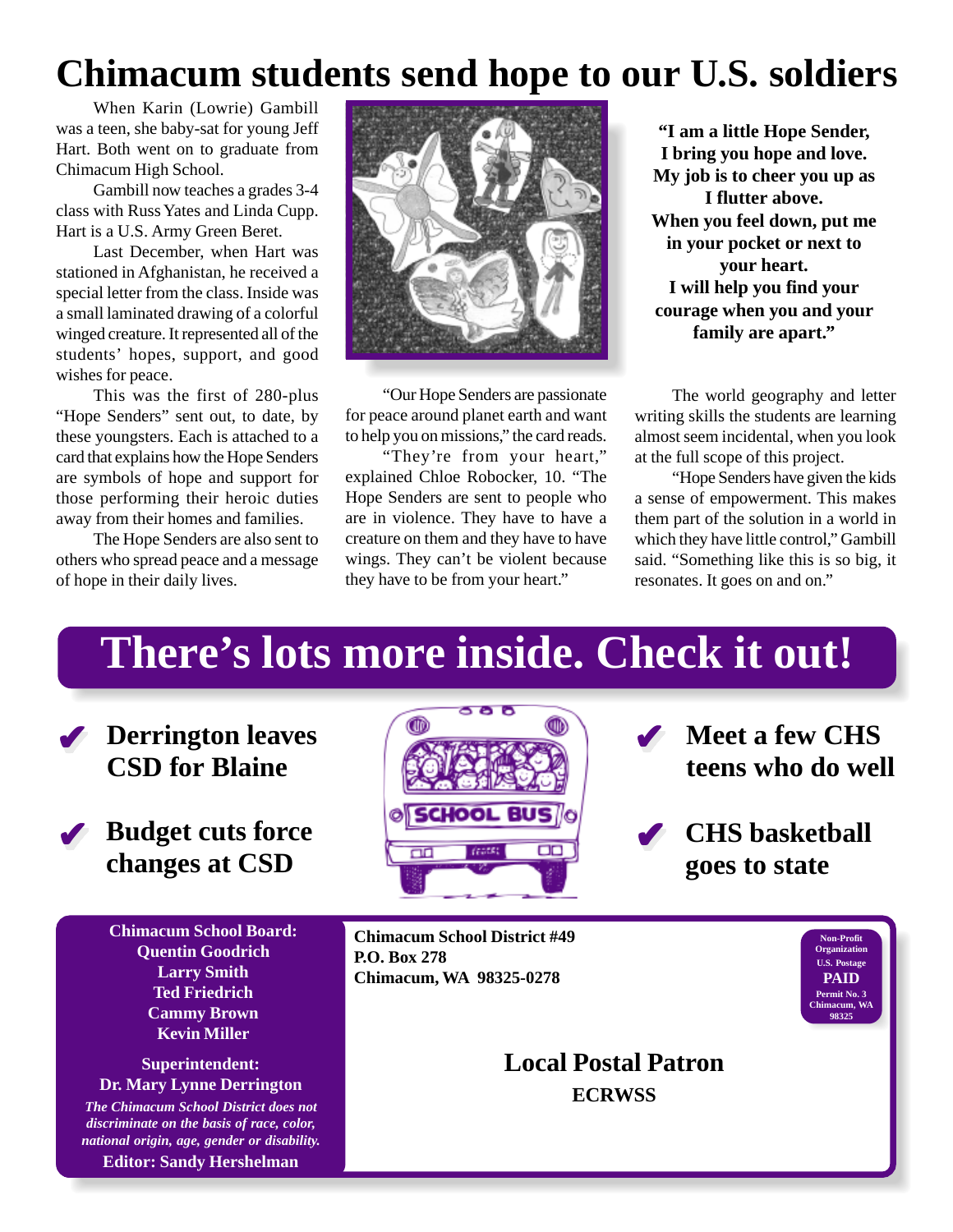# Chimacum students send hope to our U.S. soldiers

When Karin (Lowrie) Gambill was a teen, she baby-sat for young Jeff Hart. Both went on to graduate from Chimacum High School.

Gambill now teaches a grades 3-4 class with Russ Yates and Linda Cupp. Hart is a U.S. Army Green Beret.

Last December, when Hart was stationed in Afghanistan, he received a special letter from the class. Inside was a small laminated drawing of a colorful winged creature. It represented all of the students' hopes, support, and good wishes for peace.

This was the first of 280-plus "Hope Senders" sent out, to date, by these youngsters. Each is attached to a card that explains how the Hope Senders are symbols of hope and support for those performing their heroic duties away from their homes and families.

The Hope Senders are also sent to others who spread peace and a message of hope in their daily lives.

"Our Hope Senders are passionate for peace around planet earth and want to help you on missions," the card reads.

"They're from your heart," explained Chloe Robocker, 10. "The Hope Senders are sent to people who are in violence. They have to have a creature on them and they have to have wings. They can't be violent because they have to be from your heart."

**"I am a little Hope Sender,**
**I bring you hope and love.**
**My job is to cheer you up as**
**I flutter above.**
**When you feel down, put me**
**in your pocket or next to**
**your heart.**
**I will help you find your**
**courage when you and your**
**family are apart."**

The world geography and letter writing skills the students are learning almost seem incidental, when you look at the full scope of this project.

"Hope Senders have given the kids a sense of empowerment. This makes them part of the solution in a world in which they have little control," Gambill said. "Something like this is so big, it resonates. It goes on and on."

# There's lots more inside. Check it out!

- ✔ **Derrington leaves CSD for Blaine**
- ✔ **Budget cuts force changes at CSD**
- ✔ **Meet a few CHS teens who do well**
- ✔ **CHS basketball goes to state**

**Chimacum School Board:**
**Quentin Goodrich**
**Larry Smith**
**Ted Friedrich**
**Cammy Brown**
**Kevin Miller**

**Superintendent:**
**Dr. Mary Lynne Derrington**

***The Chimacum School District does not discriminate on the basis of race, color, national origin, age, gender or disability.***

**Editor: Sandy Hershelman**

**Chimacum School District #49**
**P.O. Box 278**
**Chimacum, WA 98325-0278**

Non-Profit Organization
U.S. Postage
**PAID**
Permit No. 3
Chimacum, WA
98325

**Local Postal Patron**
**ECRWSS**